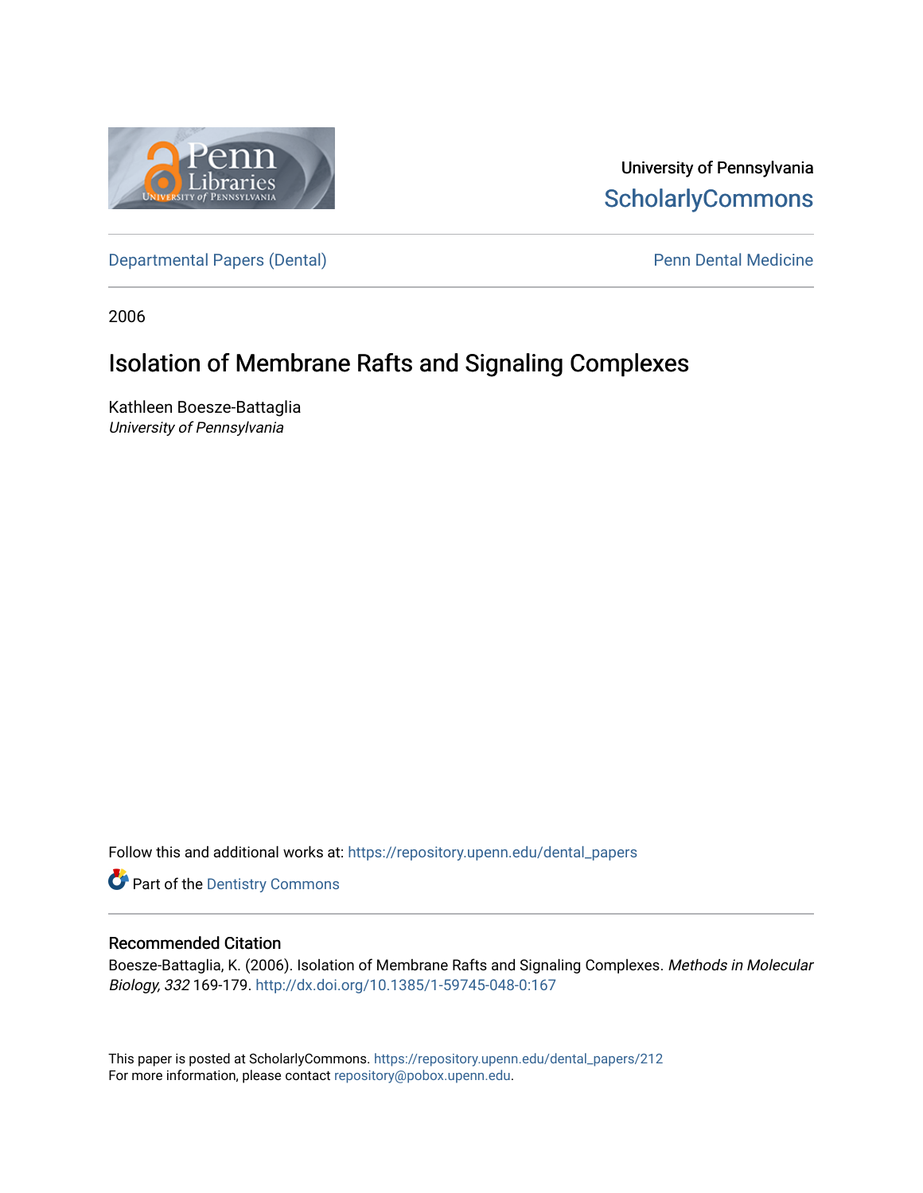University of Pennsylvania
ScholarlyCommons

Departmental Papers (Dental) | Penn Dental Medicine

2006

# Isolation of Membrane Rafts and Signaling Complexes

Kathleen Boesze-Battaglia
*University of Pennsylvania*

Follow this and additional works at: https://repository.upenn.edu/dental_papers

Part of the Dentistry Commons

## Recommended Citation

Boesze-Battaglia, K. (2006). Isolation of Membrane Rafts and Signaling Complexes. *Methods in Molecular Biology, 332* 169-179. http://dx.doi.org/10.1385/1-59745-048-0:167

This paper is posted at ScholarlyCommons. https://repository.upenn.edu/dental_papers/212
For more information, please contact repository@pobox.upenn.edu.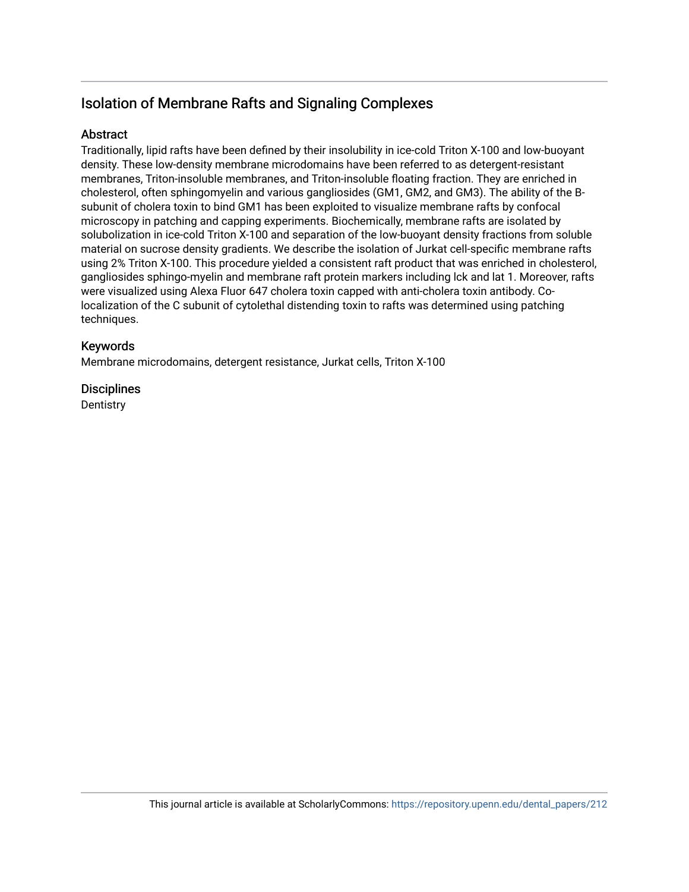## Isolation of Membrane Rafts and Signaling Complexes

### Abstract

Traditionally, lipid rafts have been defined by their insolubility in ice-cold Triton X-100 and low-buoyant density. These low-density membrane microdomains have been referred to as detergent-resistant membranes, Triton-insoluble membranes, and Triton-insoluble floating fraction. They are enriched in cholesterol, often sphingomyelin and various gangliosides (GM1, GM2, and GM3). The ability of the B-subunit of cholera toxin to bind GM1 has been exploited to visualize membrane rafts by confocal microscopy in patching and capping experiments. Biochemically, membrane rafts are isolated by solubolization in ice-cold Triton X-100 and separation of the low-buoyant density fractions from soluble material on sucrose density gradients. We describe the isolation of Jurkat cell-specific membrane rafts using 2% Triton X-100. This procedure yielded a consistent raft product that was enriched in cholesterol, gangliosides sphingo-myelin and membrane raft protein markers including lck and lat 1. Moreover, rafts were visualized using Alexa Fluor 647 cholera toxin capped with anti-cholera toxin antibody. Co-localization of the C subunit of cytolethal distending toxin to rafts was determined using patching techniques.

### Keywords

Membrane microdomains, detergent resistance, Jurkat cells, Triton X-100

### Disciplines

Dentistry

This journal article is available at ScholarlyCommons: https://repository.upenn.edu/dental_papers/212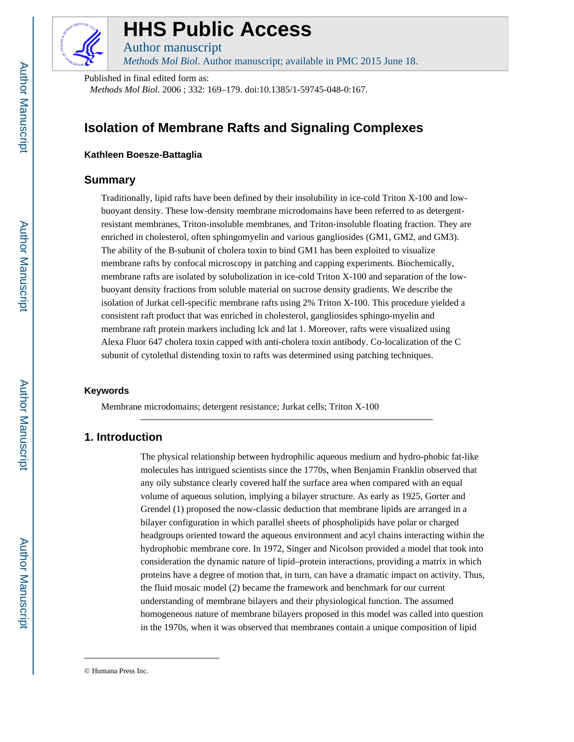# Isolation of Membrane Rafts and Signaling Complexes

**Kathleen Boesze-Battaglia**

## Summary

Traditionally, lipid rafts have been defined by their insolubility in ice-cold Triton X-100 and low-buoyant density. These low-density membrane microdomains have been referred to as detergent-resistant membranes, Triton-insoluble membranes, and Triton-insoluble floating fraction. They are enriched in cholesterol, often sphingomyelin and various gangliosides (GM1, GM2, and GM3). The ability of the B-subunit of cholera toxin to bind GM1 has been exploited to visualize membrane rafts by confocal microscopy in patching and capping experiments. Biochemically, membrane rafts are isolated by solubolization in ice-cold Triton X-100 and separation of the low-buoyant density fractions from soluble material on sucrose density gradients. We describe the isolation of Jurkat cell-specific membrane rafts using 2% Triton X-100. This procedure yielded a consistent raft product that was enriched in cholesterol, gangliosides sphingo-myelin and membrane raft protein markers including lck and lat 1. Moreover, rafts were visualized using Alexa Fluor 647 cholera toxin capped with anti-cholera toxin antibody. Co-localization of the C subunit of cytolethal distending toxin to rafts was determined using patching techniques.

### Keywords

Membrane microdomains; detergent resistance; Jurkat cells; Triton X-100

## 1. Introduction

The physical relationship between hydrophilic aqueous medium and hydro-phobic fat-like molecules has intrigued scientists since the 1770s, when Benjamin Franklin observed that any oily substance clearly covered half the surface area when compared with an equal volume of aqueous solution, implying a bilayer structure. As early as 1925, Gorter and Grendel (1) proposed the now-classic deduction that membrane lipids are arranged in a bilayer configuration in which parallel sheets of phospholipids have polar or charged headgroups oriented toward the aqueous environment and acyl chains interacting within the hydrophobic membrane core. In 1972, Singer and Nicolson provided a model that took into consideration the dynamic nature of lipid–protein interactions, providing a matrix in which proteins have a degree of motion that, in turn, can have a dramatic impact on activity. Thus, the fluid mosaic model (2) became the framework and benchmark for our current understanding of membrane bilayers and their physiological function. The assumed homogeneous nature of membrane bilayers proposed in this model was called into question in the 1970s, when it was observed that membranes contain a unique composition of lipid

© Humana Press Inc.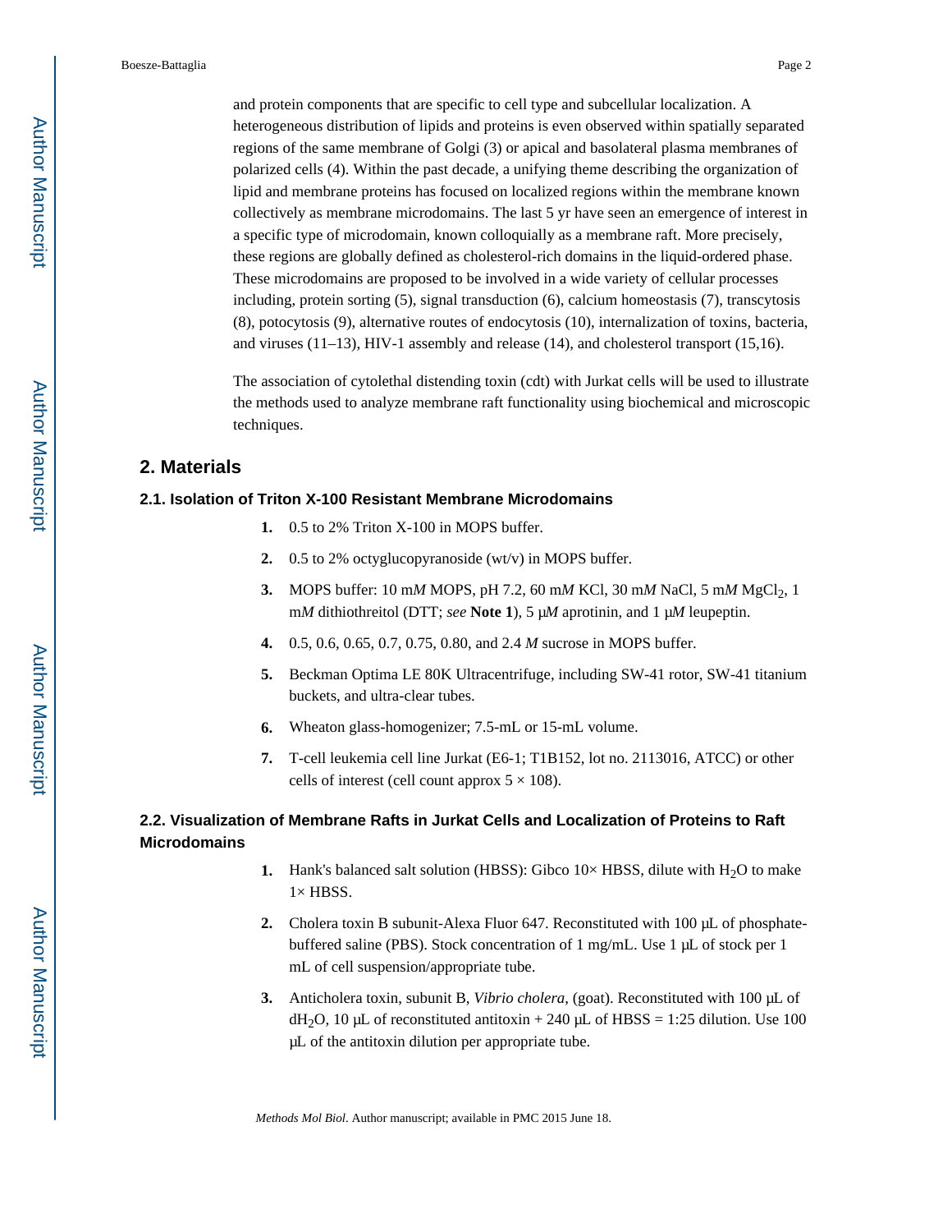and protein components that are specific to cell type and subcellular localization. A heterogeneous distribution of lipids and proteins is even observed within spatially separated regions of the same membrane of Golgi (3) or apical and basolateral plasma membranes of polarized cells (4). Within the past decade, a unifying theme describing the organization of lipid and membrane proteins has focused on localized regions within the membrane known collectively as membrane microdomains. The last 5 yr have seen an emergence of interest in a specific type of microdomain, known colloquially as a membrane raft. More precisely, these regions are globally defined as cholesterol-rich domains in the liquid-ordered phase. These microdomains are proposed to be involved in a wide variety of cellular processes including, protein sorting (5), signal transduction (6), calcium homeostasis (7), transcytosis (8), potocytosis (9), alternative routes of endocytosis (10), internalization of toxins, bacteria, and viruses (11–13), HIV-1 assembly and release (14), and cholesterol transport (15,16).

The association of cytolethal distending toxin (cdt) with Jurkat cells will be used to illustrate the methods used to analyze membrane raft functionality using biochemical and microscopic techniques.

## 2. Materials

### 2.1. Isolation of Triton X-100 Resistant Membrane Microdomains

1. 0.5 to 2% Triton X-100 in MOPS buffer.
2. 0.5 to 2% octyglucopyranoside (wt/v) in MOPS buffer.
3. MOPS buffer: 10 m*M* MOPS, pH 7.2, 60 m*M* KCl, 30 m*M* NaCl, 5 m*M* $MgCl_2$, 1 m*M* dithiothreitol (DTT; *see* **Note 1**), 5 μ*M* aprotinin, and 1 μ*M* leupeptin.
4. 0.5, 0.6, 0.65, 0.7, 0.75, 0.80, and 2.4 *M* sucrose in MOPS buffer.
5. Beckman Optima LE 80K Ultracentrifuge, including SW-41 rotor, SW-41 titanium buckets, and ultra-clear tubes.
6. Wheaton glass-homogenizer; 7.5-mL or 15-mL volume.
7. T-cell leukemia cell line Jurkat (E6-1; T1B152, lot no. 2113016, ATCC) or other cells of interest (cell count approx 5 × 108).

### 2.2. Visualization of Membrane Rafts in Jurkat Cells and Localization of Proteins to Raft Microdomains

1. Hank's balanced salt solution (HBSS): Gibco 10× HBSS, dilute with $H_2O$ to make 1× HBSS.
2. Cholera toxin B subunit-Alexa Fluor 647. Reconstituted with 100 μL of phosphate-buffered saline (PBS). Stock concentration of 1 mg/mL. Use 1 μL of stock per 1 mL of cell suspension/appropriate tube.
3. Anticholera toxin, subunit B, *Vibrio cholera*, (goat). Reconstituted with 100 μL of $dH_2O$, 10 μL of reconstituted antitoxin + 240 μL of HBSS = 1:25 dilution. Use 100 μL of the antitoxin dilution per appropriate tube.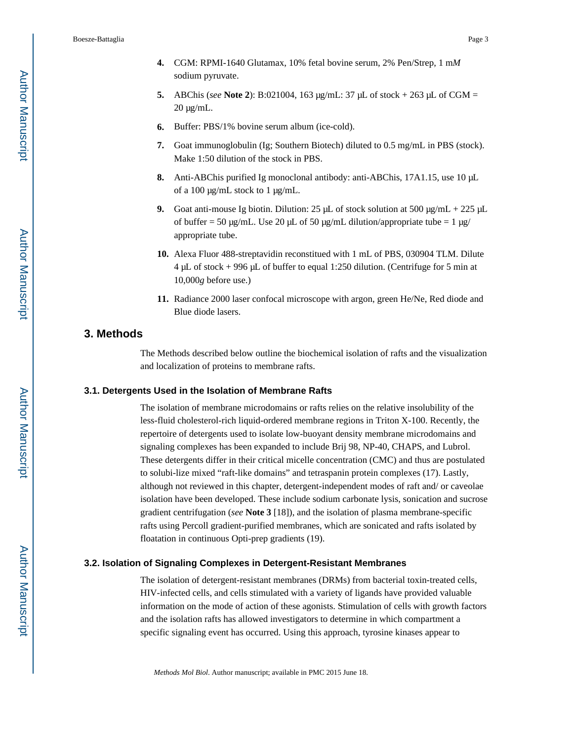4. CGM: RPMI-1640 Glutamax, 10% fetal bovine serum, 2% Pen/Strep, 1 m*M* sodium pyruvate.

5. ABChis (*see* **Note 2**): B:021004, 163 μg/mL: 37 μL of stock + 263 μL of CGM = 20 μg/mL.

6. Buffer: PBS/1% bovine serum albumin (ice-cold).

7. Goat immunoglobulin (Ig; Southern Biotech) diluted to 0.5 mg/mL in PBS (stock). Make 1:50 dilution of the stock in PBS.

8. Anti-ABChis purified Ig monoclonal antibody: anti-ABChis, 17A1.15, use 10 μL of a 100 μg/mL stock to 1 μg/mL.

9. Goat anti-mouse Ig biotin. Dilution: 25 μL of stock solution at 500 μg/mL + 225 μL of buffer = 50 μg/mL. Use 20 μL of 50 μg/mL dilution/appropriate tube = 1 μg/ appropriate tube.

10. Alexa Fluor 488-streptavidin reconstitued with 1 mL of PBS, 030904 TLM. Dilute 4 μL of stock + 996 μL of buffer to equal 1:250 dilution. (Centrifuge for 5 min at 10,000*g* before use.)

11. Radiance 2000 laser confocal microscope with argon, green He/Ne, Red diode and Blue diode lasers.

## 3. Methods

The Methods described below outline the biochemical isolation of rafts and the visualization and localization of proteins to membrane rafts.

### 3.1. Detergents Used in the Isolation of Membrane Rafts

The isolation of membrane microdomains or rafts relies on the relative insolubility of the less-fluid cholesterol-rich liquid-ordered membrane regions in Triton X-100. Recently, the repertoire of detergents used to isolate low-buoyant density membrane microdomains and signaling complexes has been expanded to include Brij 98, NP-40, CHAPS, and Lubrol. These detergents differ in their critical micelle concentration (CMC) and thus are postulated to solubi-lize mixed "raft-like domains" and tetraspanin protein complexes (17). Lastly, although not reviewed in this chapter, detergent-independent modes of raft and/ or caveolae isolation have been developed. These include sodium carbonate lysis, sonication and sucrose gradient centrifugation (*see* **Note 3** [18]), and the isolation of plasma membrane-specific rafts using Percoll gradient-purified membranes, which are sonicated and rafts isolated by floatation in continuous Opti-prep gradients (19).

### 3.2. Isolation of Signaling Complexes in Detergent-Resistant Membranes

The isolation of detergent-resistant membranes (DRMs) from bacterial toxin-treated cells, HIV-infected cells, and cells stimulated with a variety of ligands have provided valuable information on the mode of action of these agonists. Stimulation of cells with growth factors and the isolation rafts has allowed investigators to determine in which compartment a specific signaling event has occurred. Using this approach, tyrosine kinases appear to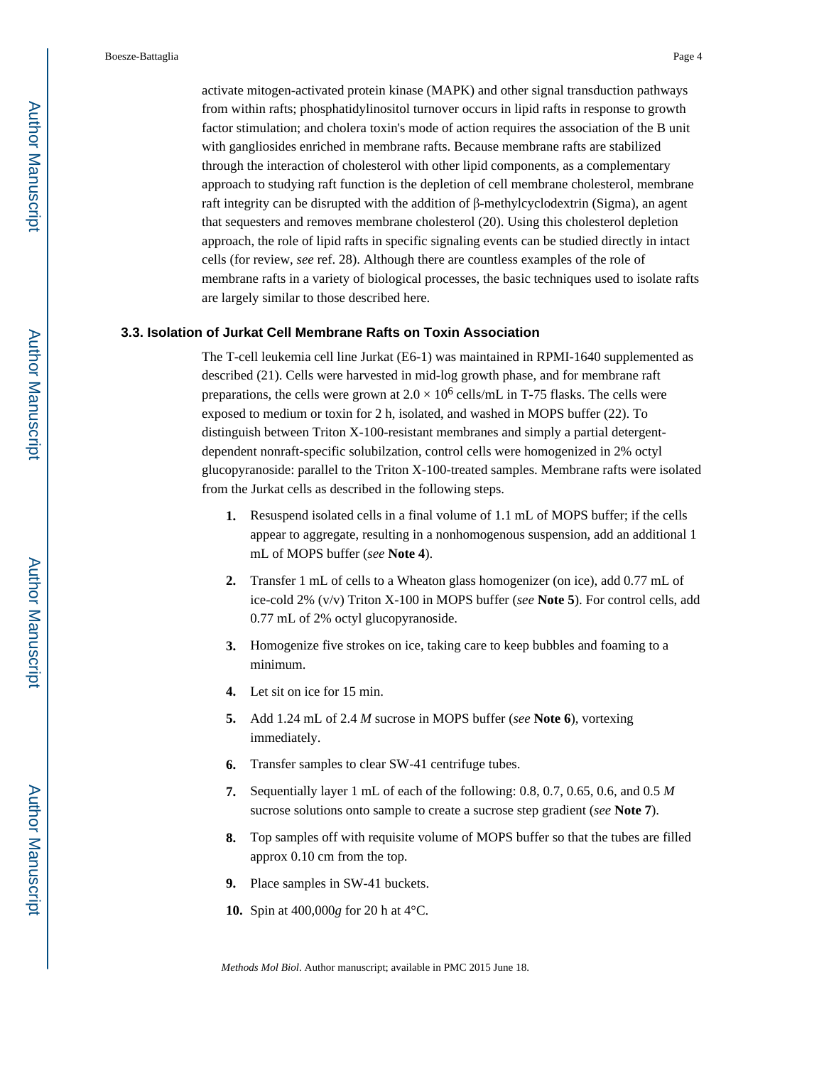activate mitogen-activated protein kinase (MAPK) and other signal transduction pathways from within rafts; phosphatidylinositol turnover occurs in lipid rafts in response to growth factor stimulation; and cholera toxin's mode of action requires the association of the B unit with gangliosides enriched in membrane rafts. Because membrane rafts are stabilized through the interaction of cholesterol with other lipid components, as a complementary approach to studying raft function is the depletion of cell membrane cholesterol, membrane raft integrity can be disrupted with the addition of β-methylcyclodextrin (Sigma), an agent that sequesters and removes membrane cholesterol (20). Using this cholesterol depletion approach, the role of lipid rafts in specific signaling events can be studied directly in intact cells (for review, *see* ref. 28). Although there are countless examples of the role of membrane rafts in a variety of biological processes, the basic techniques used to isolate rafts are largely similar to those described here.

### 3.3. Isolation of Jurkat Cell Membrane Rafts on Toxin Association

The T-cell leukemia cell line Jurkat (E6-1) was maintained in RPMI-1640 supplemented as described (21). Cells were harvested in mid-log growth phase, and for membrane raft preparations, the cells were grown at $2.0 \times 10^6$ cells/mL in T-75 flasks. The cells were exposed to medium or toxin for 2 h, isolated, and washed in MOPS buffer (22). To distinguish between Triton X-100-resistant membranes and simply a partial detergent-dependent nonraft-specific solubilzation, control cells were homogenized in 2% octyl glucopyranoside: parallel to the Triton X-100-treated samples. Membrane rafts were isolated from the Jurkat cells as described in the following steps.

1. Resuspend isolated cells in a final volume of 1.1 mL of MOPS buffer; if the cells appear to aggregate, resulting in a nonhomogenous suspension, add an additional 1 mL of MOPS buffer (*see* **Note 4**).
2. Transfer 1 mL of cells to a Wheaton glass homogenizer (on ice), add 0.77 mL of ice-cold 2% (v/v) Triton X-100 in MOPS buffer (*see* **Note 5**). For control cells, add 0.77 mL of 2% octyl glucopyranoside.
3. Homogenize five strokes on ice, taking care to keep bubbles and foaming to a minimum.
4. Let sit on ice for 15 min.
5. Add 1.24 mL of 2.4 *M* sucrose in MOPS buffer (*see* **Note 6**), vortexing immediately.
6. Transfer samples to clear SW-41 centrifuge tubes.
7. Sequentially layer 1 mL of each of the following: 0.8, 0.7, 0.65, 0.6, and 0.5 *M* sucrose solutions onto sample to create a sucrose step gradient (*see* **Note 7**).
8. Top samples off with requisite volume of MOPS buffer so that the tubes are filled approx 0.10 cm from the top.
9. Place samples in SW-41 buckets.
10. Spin at 400,000*g* for 20 h at 4°C.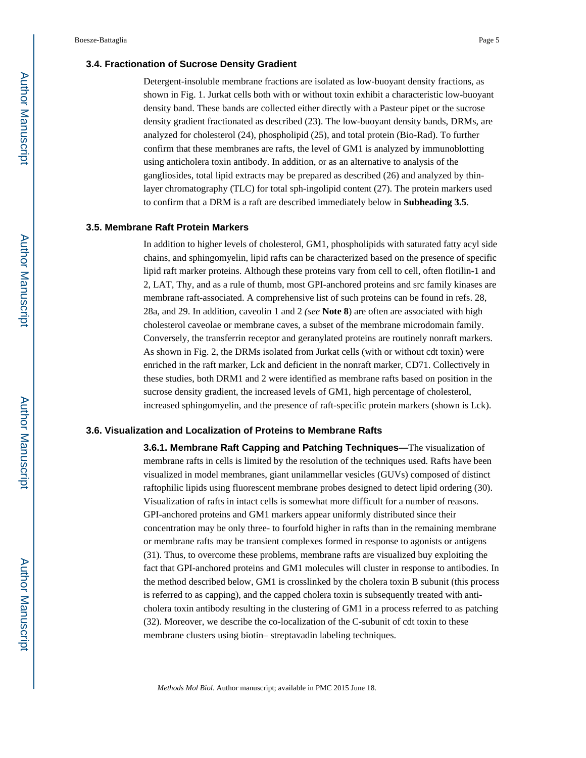### 3.4. Fractionation of Sucrose Density Gradient

Detergent-insoluble membrane fractions are isolated as low-buoyant density fractions, as shown in Fig. 1. Jurkat cells both with or without toxin exhibit a characteristic low-buoyant density band. These bands are collected either directly with a Pasteur pipet or the sucrose density gradient fractionated as described (23). The low-buoyant density bands, DRMs, are analyzed for cholesterol (24), phospholipid (25), and total protein (Bio-Rad). To further confirm that these membranes are rafts, the level of GM1 is analyzed by immunoblotting using anticholera toxin antibody. In addition, or as an alternative to analysis of the gangliosides, total lipid extracts may be prepared as described (26) and analyzed by thin-layer chromatography (TLC) for total sph-ingolipid content (27). The protein markers used to confirm that a DRM is a raft are described immediately below in **Subheading 3.5**.

### 3.5. Membrane Raft Protein Markers

In addition to higher levels of cholesterol, GM1, phospholipids with saturated fatty acyl side chains, and sphingomyelin, lipid rafts can be characterized based on the presence of specific lipid raft marker proteins. Although these proteins vary from cell to cell, often flotilin-1 and 2, LAT, Thy, and as a rule of thumb, most GPI-anchored proteins and src family kinases are membrane raft-associated. A comprehensive list of such proteins can be found in refs. 28, 28a, and 29. In addition, caveolin 1 and 2 *(see* **Note 8**) are often are associated with high cholesterol caveolae or membrane caves, a subset of the membrane microdomain family. Conversely, the transferrin receptor and geranylated proteins are routinely nonraft markers. As shown in Fig. 2, the DRMs isolated from Jurkat cells (with or without cdt toxin) were enriched in the raft marker, Lck and deficient in the nonraft marker, CD71. Collectively in these studies, both DRM1 and 2 were identified as membrane rafts based on position in the sucrose density gradient, the increased levels of GM1, high percentage of cholesterol, increased sphingomyelin, and the presence of raft-specific protein markers (shown is Lck).

### 3.6. Visualization and Localization of Proteins to Membrane Rafts

**3.6.1. Membrane Raft Capping and Patching Techniques—**The visualization of membrane rafts in cells is limited by the resolution of the techniques used. Rafts have been visualized in model membranes, giant unilammellar vesicles (GUVs) composed of distinct raftophilic lipids using fluorescent membrane probes designed to detect lipid ordering (30). Visualization of rafts in intact cells is somewhat more difficult for a number of reasons. GPI-anchored proteins and GM1 markers appear uniformly distributed since their concentration may be only three- to fourfold higher in rafts than in the remaining membrane or membrane rafts may be transient complexes formed in response to agonists or antigens (31). Thus, to overcome these problems, membrane rafts are visualized buy exploiting the fact that GPI-anchored proteins and GM1 molecules will cluster in response to antibodies. In the method described below, GM1 is crosslinked by the cholera toxin B subunit (this process is referred to as capping), and the capped cholera toxin is subsequently treated with anti-cholera toxin antibody resulting in the clustering of GM1 in a process referred to as patching (32). Moreover, we describe the co-localization of the C-subunit of cdt toxin to these membrane clusters using biotin– streptavadin labeling techniques.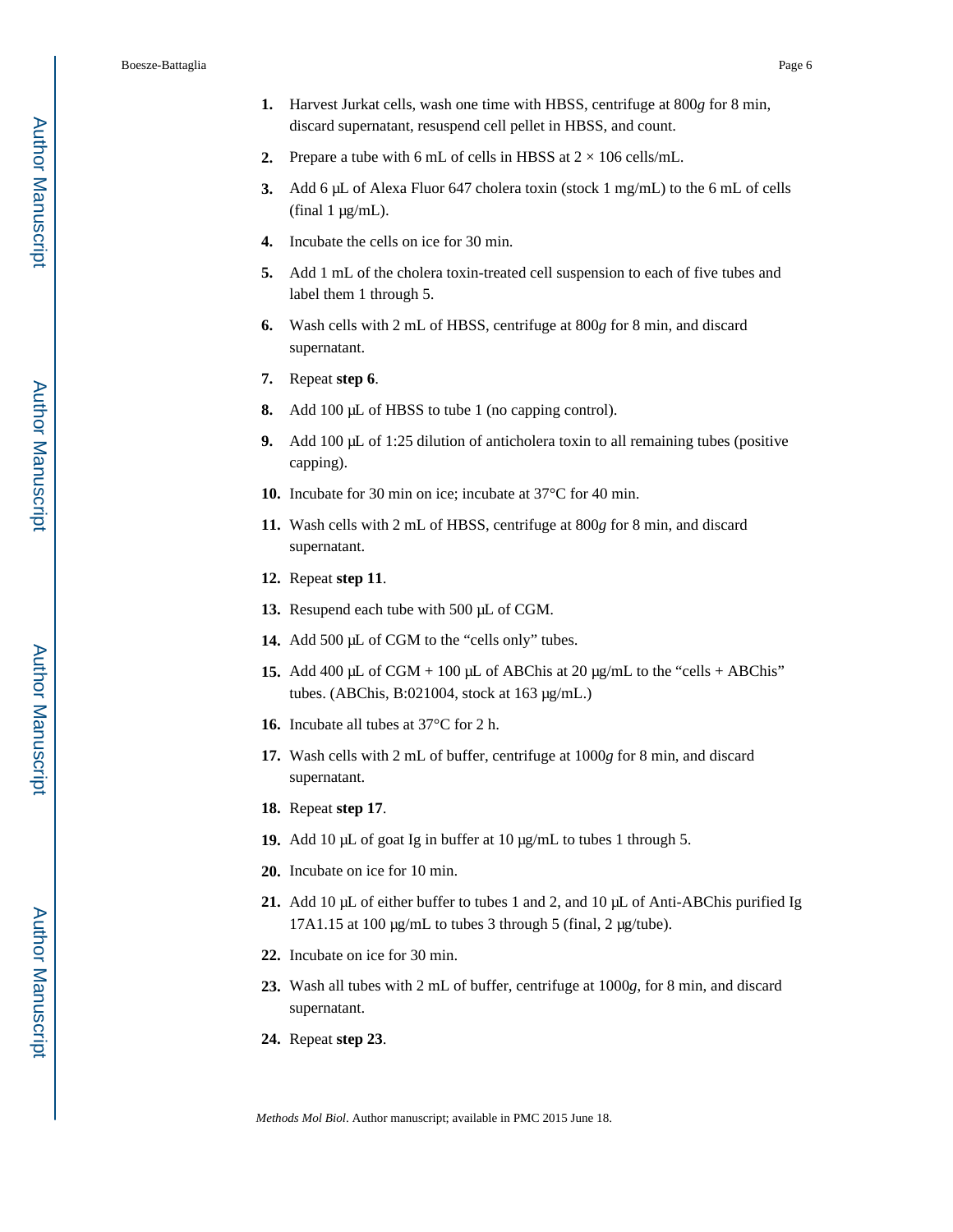1. Harvest Jurkat cells, wash one time with HBSS, centrifuge at 800*g* for 8 min, discard supernatant, resuspend cell pellet in HBSS, and count.

2. Prepare a tube with 6 mL of cells in HBSS at 2 × 106 cells/mL.

3. Add 6 μL of Alexa Fluor 647 cholera toxin (stock 1 mg/mL) to the 6 mL of cells (final 1 μg/mL).

4. Incubate the cells on ice for 30 min.

5. Add 1 mL of the cholera toxin-treated cell suspension to each of five tubes and label them 1 through 5.

6. Wash cells with 2 mL of HBSS, centrifuge at 800*g* for 8 min, and discard supernatant.

7. Repeat **step 6**.

8. Add 100 μL of HBSS to tube 1 (no capping control).

9. Add 100 μL of 1:25 dilution of anticholera toxin to all remaining tubes (positive capping).

10. Incubate for 30 min on ice; incubate at 37°C for 40 min.

11. Wash cells with 2 mL of HBSS, centrifuge at 800*g* for 8 min, and discard supernatant.

12. Repeat **step 11**.

13. Resuspend each tube with 500 μL of CGM.

14. Add 500 μL of CGM to the "cells only" tubes.

15. Add 400 μL of CGM + 100 μL of ABChis at 20 μg/mL to the "cells + ABChis" tubes. (ABChis, B:021004, stock at 163 μg/mL.)

16. Incubate all tubes at 37°C for 2 h.

17. Wash cells with 2 mL of buffer, centrifuge at 1000*g* for 8 min, and discard supernatant.

18. Repeat **step 17**.

19. Add 10 μL of goat Ig in buffer at 10 μg/mL to tubes 1 through 5.

20. Incubate on ice for 10 min.

21. Add 10 μL of either buffer to tubes 1 and 2, and 10 μL of Anti-ABChis purified Ig 17A1.15 at 100 μg/mL to tubes 3 through 5 (final, 2 μg/tube).

22. Incubate on ice for 30 min.

23. Wash all tubes with 2 mL of buffer, centrifuge at 1000*g*, for 8 min, and discard supernatant.

24. Repeat **step 23**.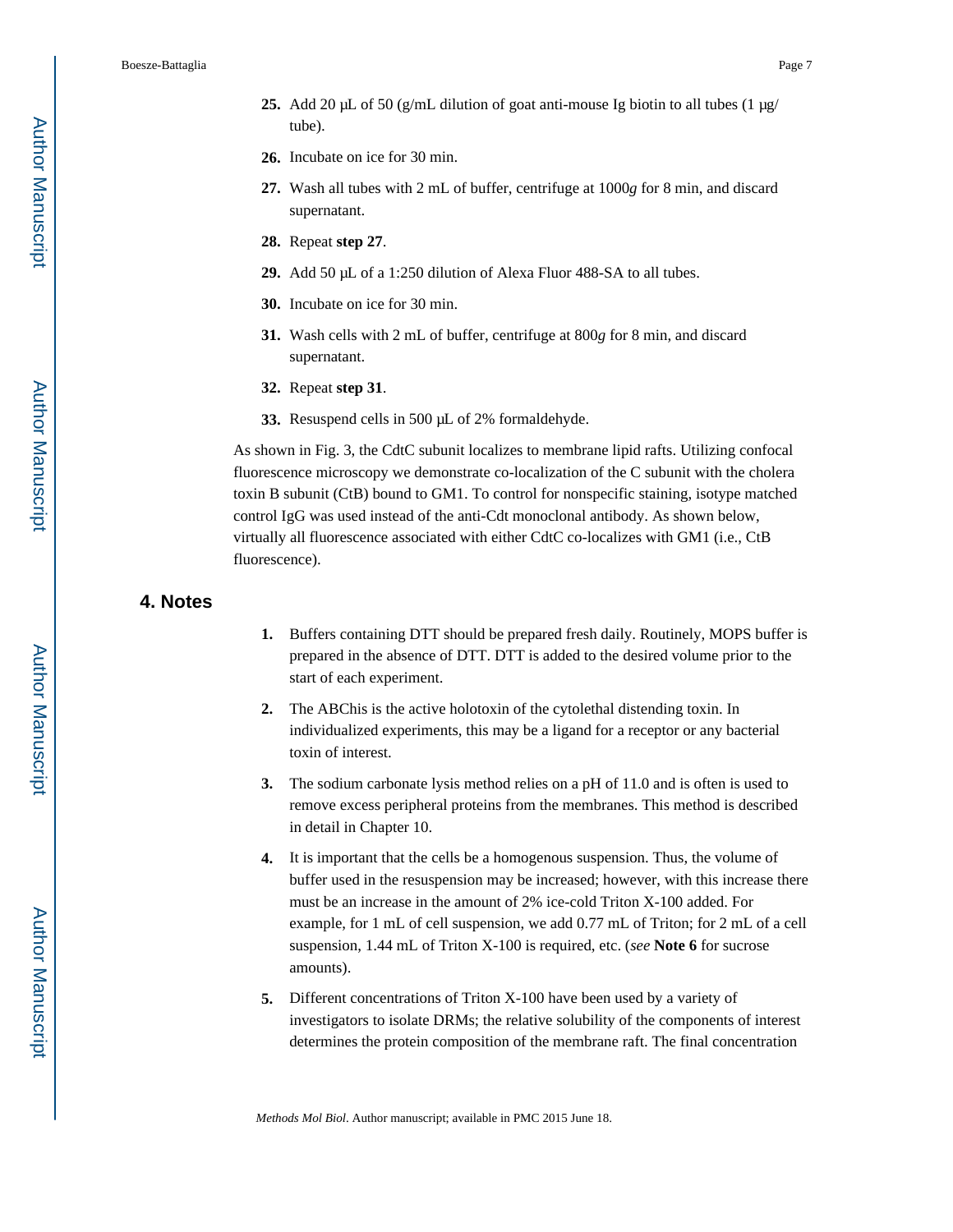25. Add 20 μL of 50 (g/mL dilution of goat anti-mouse Ig biotin to all tubes (1 μg/ tube).
26. Incubate on ice for 30 min.
27. Wash all tubes with 2 mL of buffer, centrifuge at 1000*g* for 8 min, and discard supernatant.
28. Repeat **step 27**.
29. Add 50 μL of a 1:250 dilution of Alexa Fluor 488-SA to all tubes.
30. Incubate on ice for 30 min.
31. Wash cells with 2 mL of buffer, centrifuge at 800*g* for 8 min, and discard supernatant.
32. Repeat **step 31**.
33. Resuspend cells in 500 μL of 2% formaldehyde.

As shown in Fig. 3, the CdtC subunit localizes to membrane lipid rafts. Utilizing confocal fluorescence microscopy we demonstrate co-localization of the C subunit with the cholera toxin B subunit (CtB) bound to GM1. To control for nonspecific staining, isotype matched control IgG was used instead of the anti-Cdt monoclonal antibody. As shown below, virtually all fluorescence associated with either CdtC co-localizes with GM1 (i.e., CtB fluorescence).

## 4. Notes

1. Buffers containing DTT should be prepared fresh daily. Routinely, MOPS buffer is prepared in the absence of DTT. DTT is added to the desired volume prior to the start of each experiment.
2. The ABChis is the active holotoxin of the cytolethal distending toxin. In individualized experiments, this may be a ligand for a receptor or any bacterial toxin of interest.
3. The sodium carbonate lysis method relies on a pH of 11.0 and is often is used to remove excess peripheral proteins from the membranes. This method is described in detail in Chapter 10.
4. It is important that the cells be a homogenous suspension. Thus, the volume of buffer used in the resuspension may be increased; however, with this increase there must be an increase in the amount of 2% ice-cold Triton X-100 added. For example, for 1 mL of cell suspension, we add 0.77 mL of Triton; for 2 mL of a cell suspension, 1.44 mL of Triton X-100 is required, etc. (*see* **Note 6** for sucrose amounts).
5. Different concentrations of Triton X-100 have been used by a variety of investigators to isolate DRMs; the relative solubility of the components of interest determines the protein composition of the membrane raft. The final concentration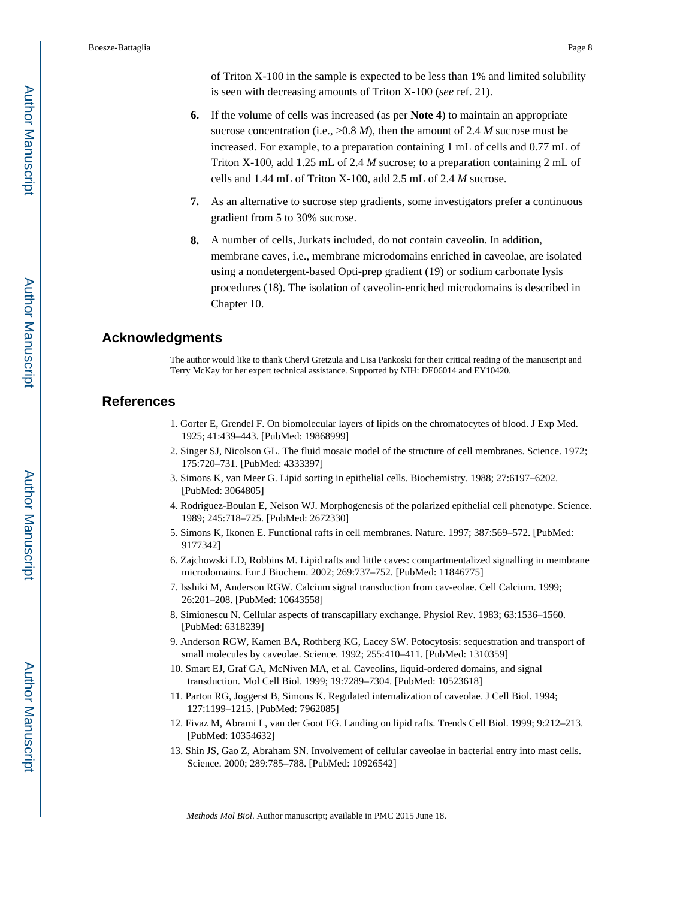of Triton X-100 in the sample is expected to be less than 1% and limited solubility is seen with decreasing amounts of Triton X-100 (*see* ref. 21).

6. If the volume of cells was increased (as per **Note 4**) to maintain an appropriate sucrose concentration (i.e., >0.8 *M*), then the amount of 2.4 *M* sucrose must be increased. For example, to a preparation containing 1 mL of cells and 0.77 mL of Triton X-100, add 1.25 mL of 2.4 *M* sucrose; to a preparation containing 2 mL of cells and 1.44 mL of Triton X-100, add 2.5 mL of 2.4 *M* sucrose.

7. As an alternative to sucrose step gradients, some investigators prefer a continuous gradient from 5 to 30% sucrose.

8. A number of cells, Jurkats included, do not contain caveolin. In addition, membrane caves, i.e., membrane microdomains enriched in caveolae, are isolated using a nondetergent-based Opti-prep gradient (19) or sodium carbonate lysis procedures (18). The isolation of caveolin-enriched microdomains is described in Chapter 10.

## Acknowledgments

The author would like to thank Cheryl Gretzula and Lisa Pankoski for their critical reading of the manuscript and Terry McKay for her expert technical assistance. Supported by NIH: DE06014 and EY10420.

## References

1. Gorter E, Grendel F. On biomolecular layers of lipids on the chromatocytes of blood. J Exp Med. 1925; 41:439–443. [PubMed: 19868999]
2. Singer SJ, Nicolson GL. The fluid mosaic model of the structure of cell membranes. Science. 1972; 175:720–731. [PubMed: 4333397]
3. Simons K, van Meer G. Lipid sorting in epithelial cells. Biochemistry. 1988; 27:6197–6202. [PubMed: 3064805]
4. Rodriguez-Boulan E, Nelson WJ. Morphogenesis of the polarized epithelial cell phenotype. Science. 1989; 245:718–725. [PubMed: 2672330]
5. Simons K, Ikonen E. Functional rafts in cell membranes. Nature. 1997; 387:569–572. [PubMed: 9177342]
6. Zajchowski LD, Robbins M. Lipid rafts and little caves: compartmentalized signalling in membrane microdomains. Eur J Biochem. 2002; 269:737–752. [PubMed: 11846775]
7. Isshiki M, Anderson RGW. Calcium signal transduction from cav-eolae. Cell Calcium. 1999; 26:201–208. [PubMed: 10643558]
8. Simionescu N. Cellular aspects of transcapillary exchange. Physiol Rev. 1983; 63:1536–1560. [PubMed: 6318239]
9. Anderson RGW, Kamen BA, Rothberg KG, Lacey SW. Potocytosis: sequestration and transport of small molecules by caveolae. Science. 1992; 255:410–411. [PubMed: 1310359]
10. Smart EJ, Graf GA, McNiven MA, et al. Caveolins, liquid-ordered domains, and signal transduction. Mol Cell Biol. 1999; 19:7289–7304. [PubMed: 10523618]
11. Parton RG, Joggerst B, Simons K. Regulated internalization of caveolae. J Cell Biol. 1994; 127:1199–1215. [PubMed: 7962085]
12. Fivaz M, Abrami L, van der Goot FG. Landing on lipid rafts. Trends Cell Biol. 1999; 9:212–213. [PubMed: 10354632]
13. Shin JS, Gao Z, Abraham SN. Involvement of cellular caveolae in bacterial entry into mast cells. Science. 2000; 289:785–788. [PubMed: 10926542]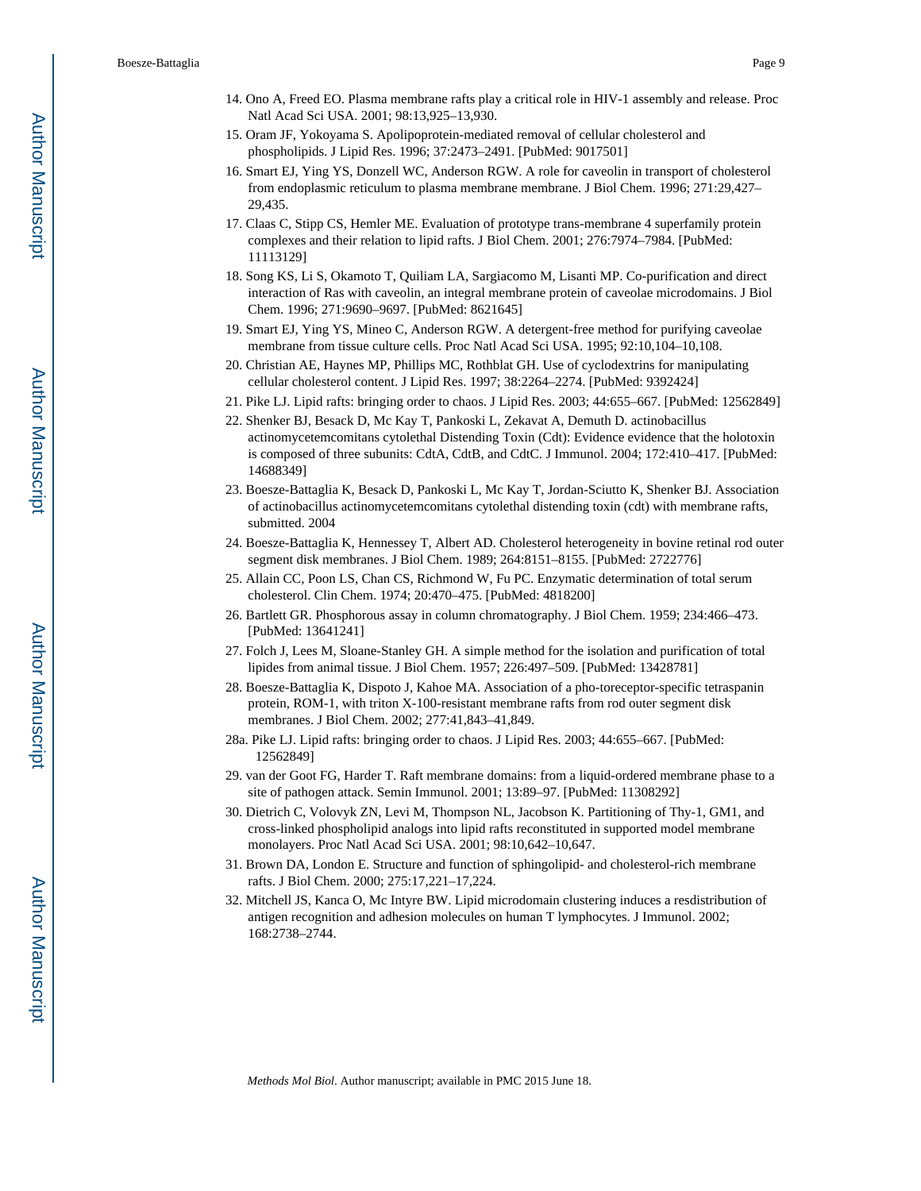14. Ono A, Freed EO. Plasma membrane rafts play a critical role in HIV-1 assembly and release. Proc Natl Acad Sci USA. 2001; 98:13,925–13,930.
15. Oram JF, Yokoyama S. Apolipoprotein-mediated removal of cellular cholesterol and phospholipids. J Lipid Res. 1996; 37:2473–2491. [PubMed: 9017501]
16. Smart EJ, Ying YS, Donzell WC, Anderson RGW. A role for caveolin in transport of cholesterol from endoplasmic reticulum to plasma membrane membrane. J Biol Chem. 1996; 271:29,427–29,435.
17. Claas C, Stipp CS, Hemler ME. Evaluation of prototype trans-membrane 4 superfamily protein complexes and their relation to lipid rafts. J Biol Chem. 2001; 276:7974–7984. [PubMed: 11113129]
18. Song KS, Li S, Okamoto T, Quiliam LA, Sargiacomo M, Lisanti MP. Co-purification and direct interaction of Ras with caveolin, an integral membrane protein of caveolae microdomains. J Biol Chem. 1996; 271:9690–9697. [PubMed: 8621645]
19. Smart EJ, Ying YS, Mineo C, Anderson RGW. A detergent-free method for purifying caveolae membrane from tissue culture cells. Proc Natl Acad Sci USA. 1995; 92:10,104–10,108.
20. Christian AE, Haynes MP, Phillips MC, Rothblat GH. Use of cyclodextrins for manipulating cellular cholesterol content. J Lipid Res. 1997; 38:2264–2274. [PubMed: 9392424]
21. Pike LJ. Lipid rafts: bringing order to chaos. J Lipid Res. 2003; 44:655–667. [PubMed: 12562849]
22. Shenker BJ, Besack D, Mc Kay T, Pankoski L, Zekavat A, Demuth D. actinobacillus actinomycetemcomitans cytolethal Distending Toxin (Cdt): Evidence evidence that the holotoxin is composed of three subunits: CdtA, CdtB, and CdtC. J Immunol. 2004; 172:410–417. [PubMed: 14688349]
23. Boesze-Battaglia K, Besack D, Pankoski L, Mc Kay T, Jordan-Sciutto K, Shenker BJ. Association of actinobacillus actinomycetemcomitans cytolethal distending toxin (cdt) with membrane rafts, submitted. 2004
24. Boesze-Battaglia K, Hennessey T, Albert AD. Cholesterol heterogeneity in bovine retinal rod outer segment disk membranes. J Biol Chem. 1989; 264:8151–8155. [PubMed: 2722776]
25. Allain CC, Poon LS, Chan CS, Richmond W, Fu PC. Enzymatic determination of total serum cholesterol. Clin Chem. 1974; 20:470–475. [PubMed: 4818200]
26. Bartlett GR. Phosphorous assay in column chromatography. J Biol Chem. 1959; 234:466–473. [PubMed: 13641241]
27. Folch J, Lees M, Sloane-Stanley GH. A simple method for the isolation and purification of total lipides from animal tissue. J Biol Chem. 1957; 226:497–509. [PubMed: 13428781]
28. Boesze-Battaglia K, Dispoto J, Kahoe MA. Association of a pho-toreceptor-specific tetraspanin protein, ROM-1, with triton X-100-resistant membrane rafts from rod outer segment disk membranes. J Biol Chem. 2002; 277:41,843–41,849.

28a. Pike LJ. Lipid rafts: bringing order to chaos. J Lipid Res. 2003; 44:655–667. [PubMed: 12562849]

29. van der Goot FG, Harder T. Raft membrane domains: from a liquid-ordered membrane phase to a site of pathogen attack. Semin Immunol. 2001; 13:89–97. [PubMed: 11308292]
30. Dietrich C, Volovyk ZN, Levi M, Thompson NL, Jacobson K. Partitioning of Thy-1, GM1, and cross-linked phospholipid analogs into lipid rafts reconstituted in supported model membrane monolayers. Proc Natl Acad Sci USA. 2001; 98:10,642–10,647.
31. Brown DA, London E. Structure and function of sphingolipid- and cholesterol-rich membrane rafts. J Biol Chem. 2000; 275:17,221–17,224.
32. Mitchell JS, Kanca O, Mc Intyre BW. Lipid microdomain clustering induces a resdistribution of antigen recognition and adhesion molecules on human T lymphocytes. J Immunol. 2002; 168:2738–2744.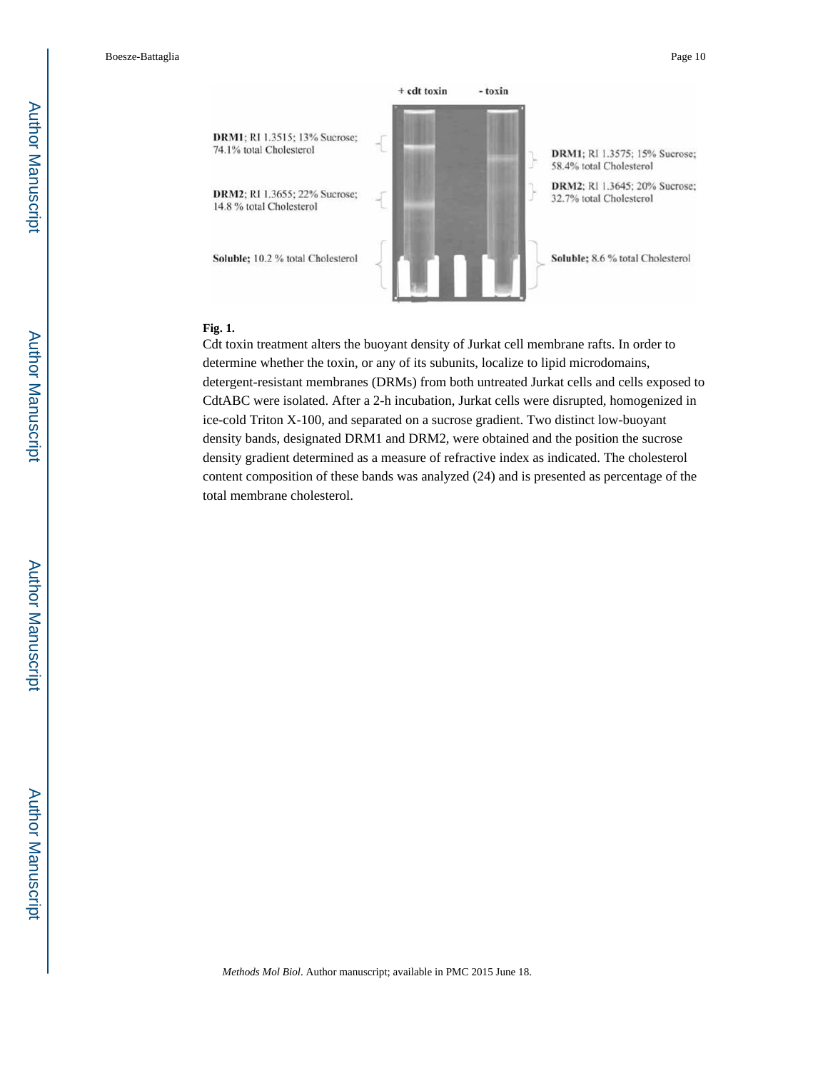**Fig. 1.**

Cdt toxin treatment alters the buoyant density of Jurkat cell membrane rafts. In order to determine whether the toxin, or any of its subunits, localize to lipid microdomains, detergent-resistant membranes (DRMs) from both untreated Jurkat cells and cells exposed to CdtABC were isolated. After a 2-h incubation, Jurkat cells were disrupted, homogenized in ice-cold Triton X-100, and separated on a sucrose gradient. Two distinct low-buoyant density bands, designated DRM1 and DRM2, were obtained and the position the sucrose density gradient determined as a measure of refractive index as indicated. The cholesterol content composition of these bands was analyzed (24) and is presented as percentage of the total membrane cholesterol.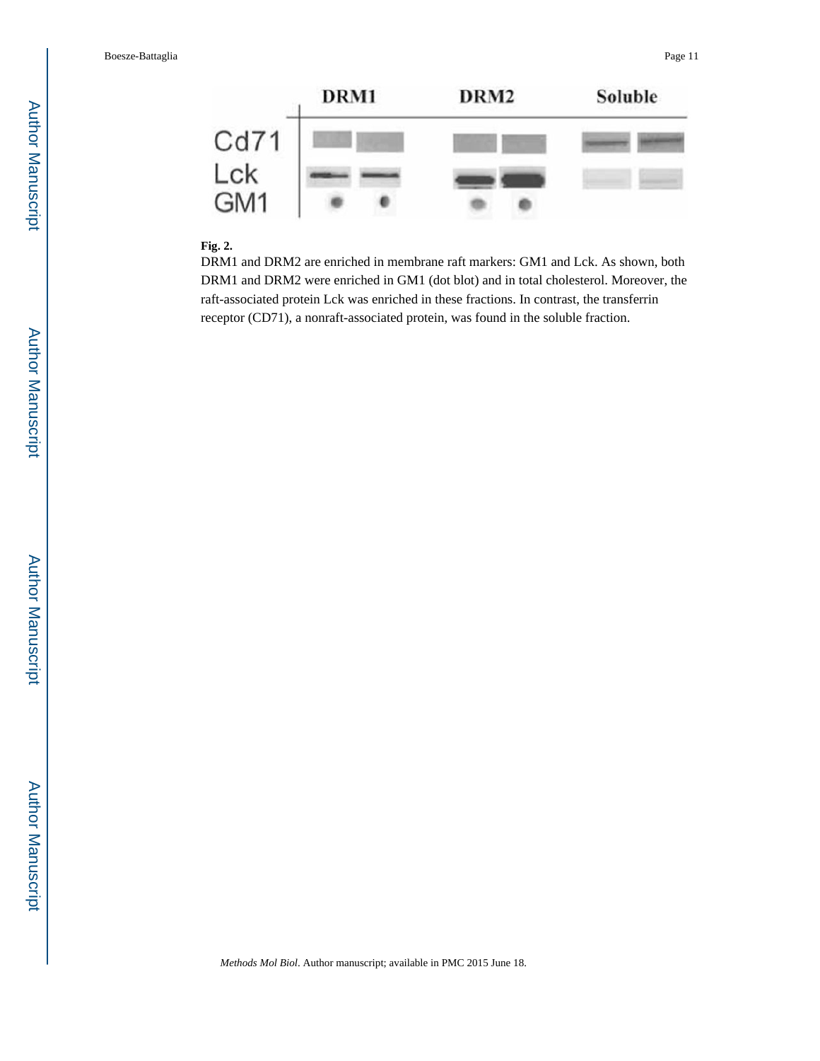**Fig. 2.**

DRM1 and DRM2 are enriched in membrane raft markers: GM1 and Lck. As shown, both DRM1 and DRM2 were enriched in GM1 (dot blot) and in total cholesterol. Moreover, the raft-associated protein Lck was enriched in these fractions. In contrast, the transferrin receptor (CD71), a nonraft-associated protein, was found in the soluble fraction.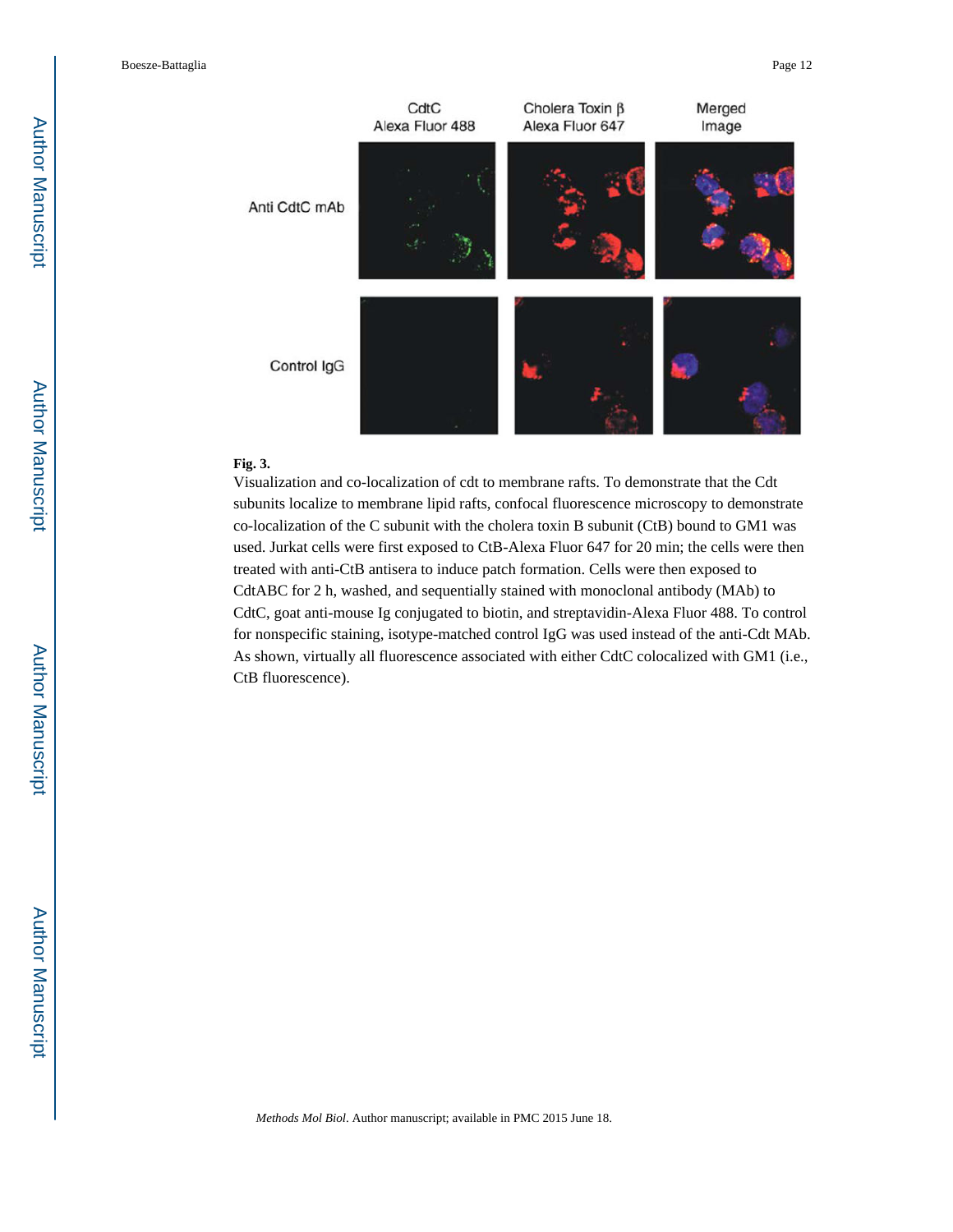CdtC
Alexa Fluor 488

Cholera Toxin β
Alexa Fluor 647

Merged
Image

Anti CdtC mAb

Control IgG

**Fig. 3.**

Visualization and co-localization of cdt to membrane rafts. To demonstrate that the Cdt subunits localize to membrane lipid rafts, confocal fluorescence microscopy to demonstrate co-localization of the C subunit with the cholera toxin B subunit (CtB) bound to GM1 was used. Jurkat cells were first exposed to CtB-Alexa Fluor 647 for 20 min; the cells were then treated with anti-CtB antisera to induce patch formation. Cells were then exposed to CdtABC for 2 h, washed, and sequentially stained with monoclonal antibody (MAb) to CdtC, goat anti-mouse Ig conjugated to biotin, and streptavidin-Alexa Fluor 488. To control for nonspecific staining, isotype-matched control IgG was used instead of the anti-Cdt MAb. As shown, virtually all fluorescence associated with either CdtC colocalized with GM1 (i.e., CtB fluorescence).